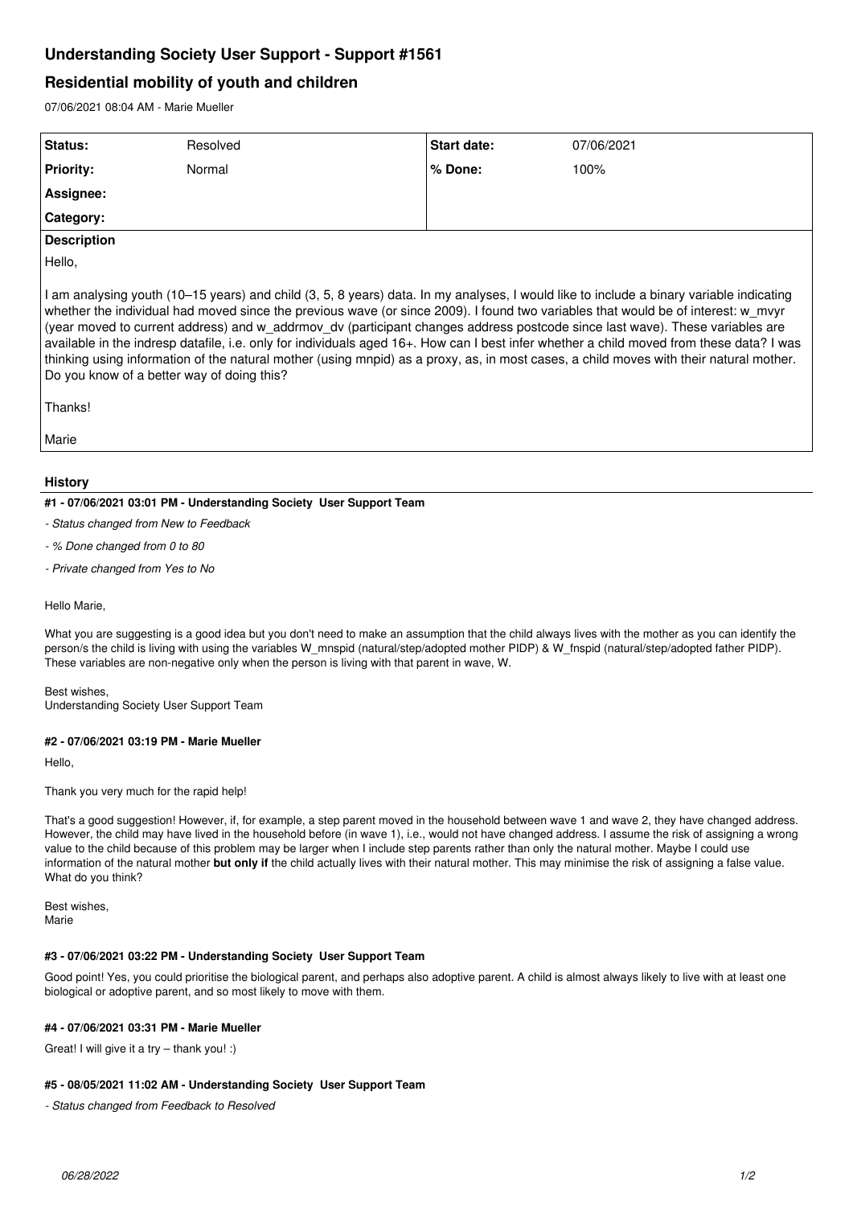# Understanding Society User Support - Support #1561

## Residential mobility of youth and children

07/06/2021 08:04 AM - Marie Mueller

| Status: | Resolved | Start date: | 07/06/2021 |
|---|---|---|---|
| Priority: | Normal | % Done: | 100% |
| Assignee: | | | |
| Category: | | | |

**Description**

Hello,

I am analysing youth (10–15 years) and child (3, 5, 8 years) data. In my analyses, I would like to include a binary variable indicating whether the individual had moved since the previous wave (or since 2009). I found two variables that would be of interest: w_mvyr (year moved to current address) and w_addrmov_dv (participant changes address postcode since last wave). These variables are available in the indresp datafile, i.e. only for individuals aged 16+. How can I best infer whether a child moved from these data? I was thinking using information of the natural mother (using mnpid) as a proxy, as, in most cases, a child moves with their natural mother. Do you know of a better way of doing this?

Thanks!

Marie

### History

#### #1 - 07/06/2021 03:01 PM - Understanding Society User Support Team

- *Status changed from New to Feedback*
- *% Done changed from 0 to 80*
- *Private changed from Yes to No*

Hello Marie,

What you are suggesting is a good idea but you don't need to make an assumption that the child always lives with the mother as you can identify the person/s the child is living with using the variables W_mnspid (natural/step/adopted mother PIDP) & W_fnspid (natural/step/adopted father PIDP). These variables are non-negative only when the person is living with that parent in wave, W.

Best wishes,
Understanding Society User Support Team

#### #2 - 07/06/2021 03:19 PM - Marie Mueller

Hello,

Thank you very much for the rapid help!

That's a good suggestion! However, if, for example, a step parent moved in the household between wave 1 and wave 2, they have changed address. However, the child may have lived in the household before (in wave 1), i.e., would not have changed address. I assume the risk of assigning a wrong value to the child because of this problem may be larger when I include step parents rather than only the natural mother. Maybe I could use information of the natural mother **but only if** the child actually lives with their natural mother. This may minimise the risk of assigning a false value. What do you think?

Best wishes,
Marie

#### #3 - 07/06/2021 03:22 PM - Understanding Society User Support Team

Good point! Yes, you could prioritise the biological parent, and perhaps also adoptive parent. A child is almost always likely to live with at least one biological or adoptive parent, and so most likely to move with them.

#### #4 - 07/06/2021 03:31 PM - Marie Mueller

Great! I will give it a try – thank you! :)

#### #5 - 08/05/2021 11:02 AM - Understanding Society User Support Team

- *Status changed from Feedback to Resolved*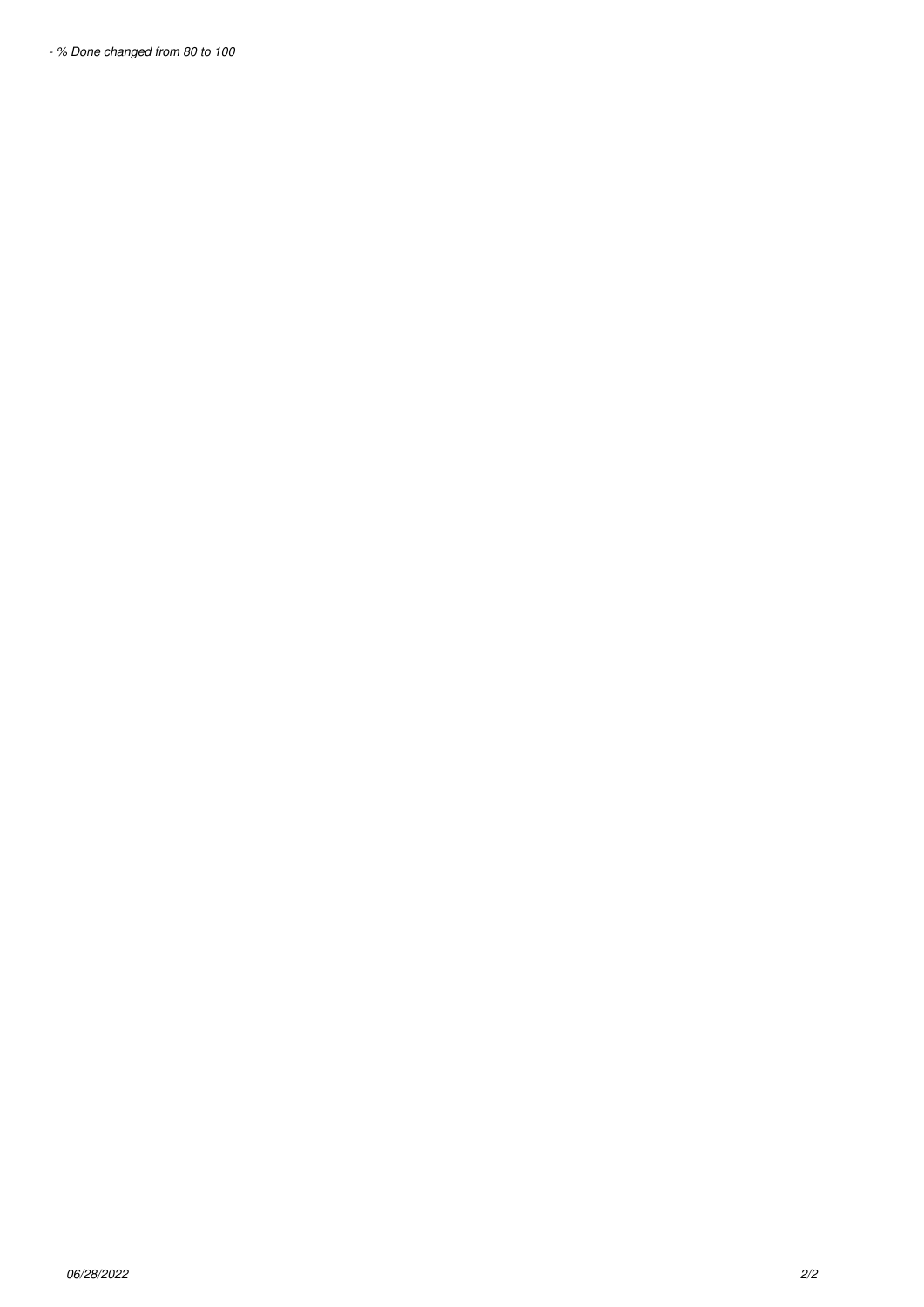- *% Done changed from 80 to 100*